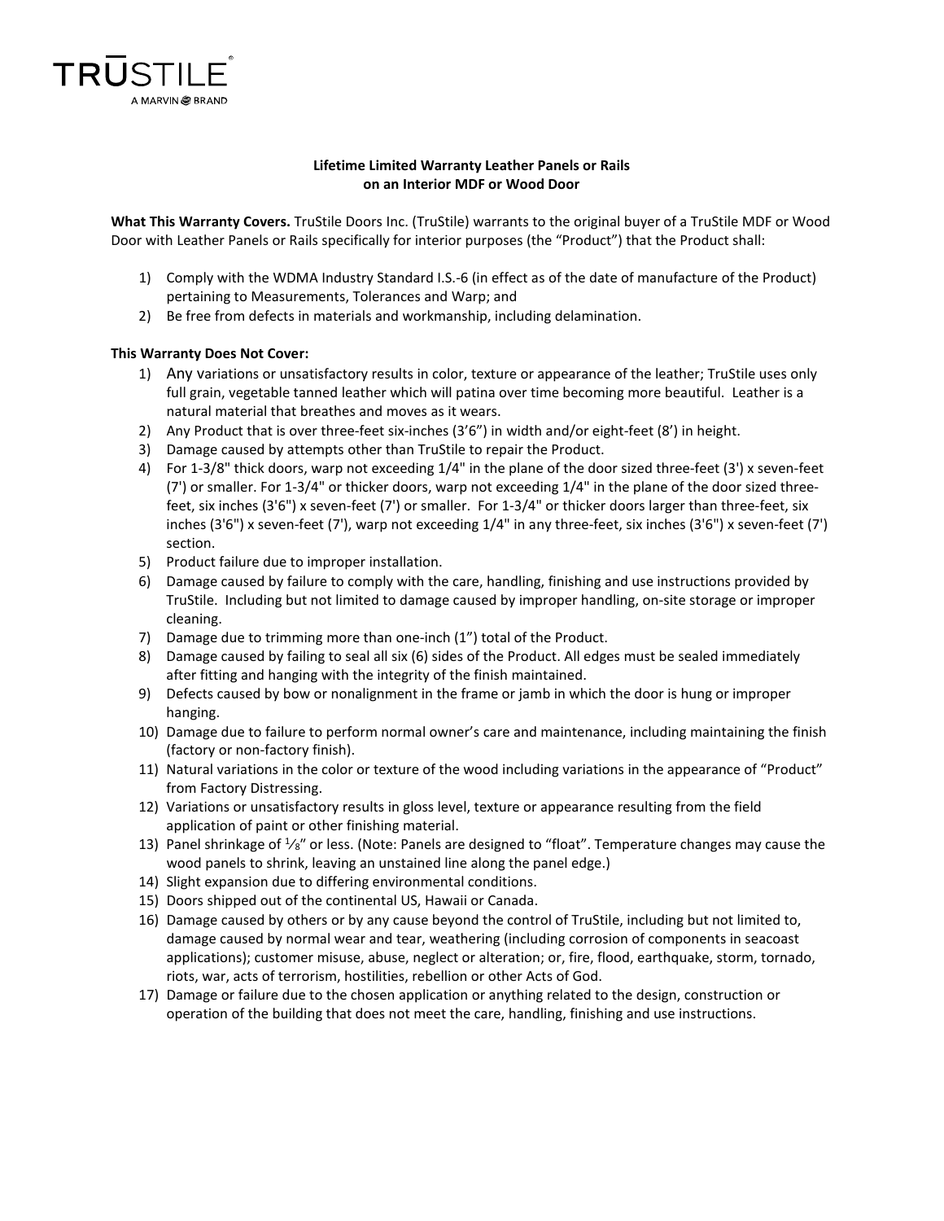TRŪSTILE®
A MARVIN BRAND

**Lifetime Limited Warranty Leather Panels or Rails on an Interior MDF or Wood Door**

**What This Warranty Covers.** TruStile Doors Inc. (TruStile) warrants to the original buyer of a TruStile MDF or Wood Door with Leather Panels or Rails specifically for interior purposes (the "Product") that the Product shall:

1) Comply with the WDMA Industry Standard I.S.-6 (in effect as of the date of manufacture of the Product) pertaining to Measurements, Tolerances and Warp; and
2) Be free from defects in materials and workmanship, including delamination.

**This Warranty Does Not Cover:**

1) Any variations or unsatisfactory results in color, texture or appearance of the leather; TruStile uses only full grain, vegetable tanned leather which will patina over time becoming more beautiful. Leather is a natural material that breathes and moves as it wears.
2) Any Product that is over three-feet six-inches (3'6") in width and/or eight-feet (8') in height.
3) Damage caused by attempts other than TruStile to repair the Product.
4) For 1-3/8" thick doors, warp not exceeding 1/4" in the plane of the door sized three-feet (3') x seven-feet (7') or smaller. For 1-3/4" or thicker doors, warp not exceeding 1/4" in the plane of the door sized three-feet, six inches (3'6") x seven-feet (7') or smaller. For 1-3/4" or thicker doors larger than three-feet, six inches (3'6") x seven-feet (7'), warp not exceeding 1/4" in any three-feet, six inches (3'6") x seven-feet (7') section.
5) Product failure due to improper installation.
6) Damage caused by failure to comply with the care, handling, finishing and use instructions provided by TruStile. Including but not limited to damage caused by improper handling, on-site storage or improper cleaning.
7) Damage due to trimming more than one-inch (1") total of the Product.
8) Damage caused by failing to seal all six (6) sides of the Product. All edges must be sealed immediately after fitting and hanging with the integrity of the finish maintained.
9) Defects caused by bow or nonalignment in the frame or jamb in which the door is hung or improper hanging.
10) Damage due to failure to perform normal owner's care and maintenance, including maintaining the finish (factory or non-factory finish).
11) Natural variations in the color or texture of the wood including variations in the appearance of "Product" from Factory Distressing.
12) Variations or unsatisfactory results in gloss level, texture or appearance resulting from the field application of paint or other finishing material.
13) Panel shrinkage of ⅛" or less. (Note: Panels are designed to "float". Temperature changes may cause the wood panels to shrink, leaving an unstained line along the panel edge.)
14) Slight expansion due to differing environmental conditions.
15) Doors shipped out of the continental US, Hawaii or Canada.
16) Damage caused by others or by any cause beyond the control of TruStile, including but not limited to, damage caused by normal wear and tear, weathering (including corrosion of components in seacoast applications); customer misuse, abuse, neglect or alteration; or, fire, flood, earthquake, storm, tornado, riots, war, acts of terrorism, hostilities, rebellion or other Acts of God.
17) Damage or failure due to the chosen application or anything related to the design, construction or operation of the building that does not meet the care, handling, finishing and use instructions.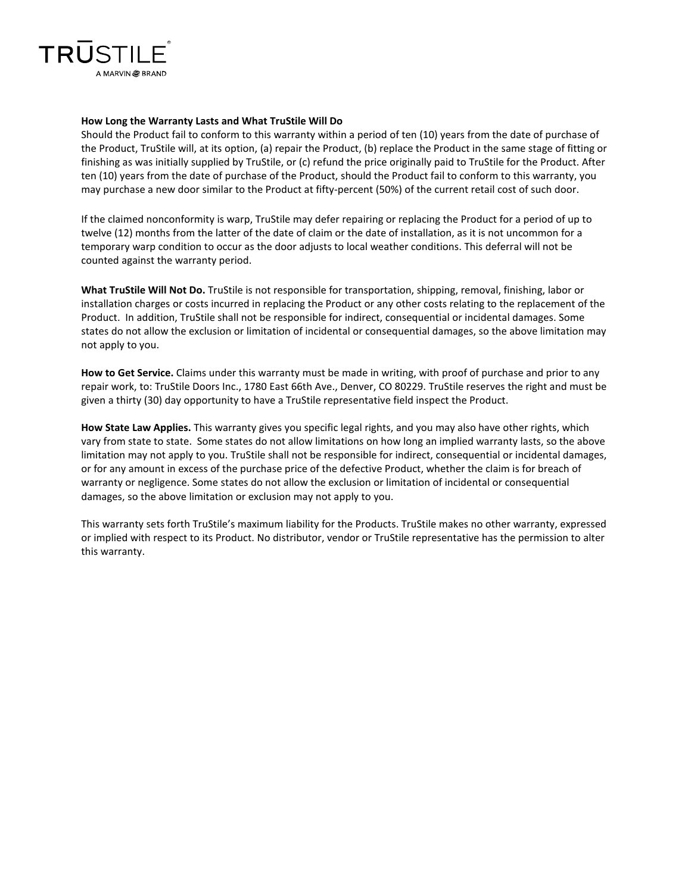**How Long the Warranty Lasts and What TruStile Will Do**

Should the Product fail to conform to this warranty within a period of ten (10) years from the date of purchase of the Product, TruStile will, at its option, (a) repair the Product, (b) replace the Product in the same stage of fitting or finishing as was initially supplied by TruStile, or (c) refund the price originally paid to TruStile for the Product. After ten (10) years from the date of purchase of the Product, should the Product fail to conform to this warranty, you may purchase a new door similar to the Product at fifty-percent (50%) of the current retail cost of such door.

If the claimed nonconformity is warp, TruStile may defer repairing or replacing the Product for a period of up to twelve (12) months from the latter of the date of claim or the date of installation, as it is not uncommon for a temporary warp condition to occur as the door adjusts to local weather conditions. This deferral will not be counted against the warranty period.

**What TruStile Will Not Do.** TruStile is not responsible for transportation, shipping, removal, finishing, labor or installation charges or costs incurred in replacing the Product or any other costs relating to the replacement of the Product. In addition, TruStile shall not be responsible for indirect, consequential or incidental damages. Some states do not allow the exclusion or limitation of incidental or consequential damages, so the above limitation may not apply to you.

**How to Get Service.** Claims under this warranty must be made in writing, with proof of purchase and prior to any repair work, to: TruStile Doors Inc., 1780 East 66th Ave., Denver, CO 80229. TruStile reserves the right and must be given a thirty (30) day opportunity to have a TruStile representative field inspect the Product.

**How State Law Applies.** This warranty gives you specific legal rights, and you may also have other rights, which vary from state to state. Some states do not allow limitations on how long an implied warranty lasts, so the above limitation may not apply to you. TruStile shall not be responsible for indirect, consequential or incidental damages, or for any amount in excess of the purchase price of the defective Product, whether the claim is for breach of warranty or negligence. Some states do not allow the exclusion or limitation of incidental or consequential damages, so the above limitation or exclusion may not apply to you.

This warranty sets forth TruStile's maximum liability for the Products. TruStile makes no other warranty, expressed or implied with respect to its Product. No distributor, vendor or TruStile representative has the permission to alter this warranty.